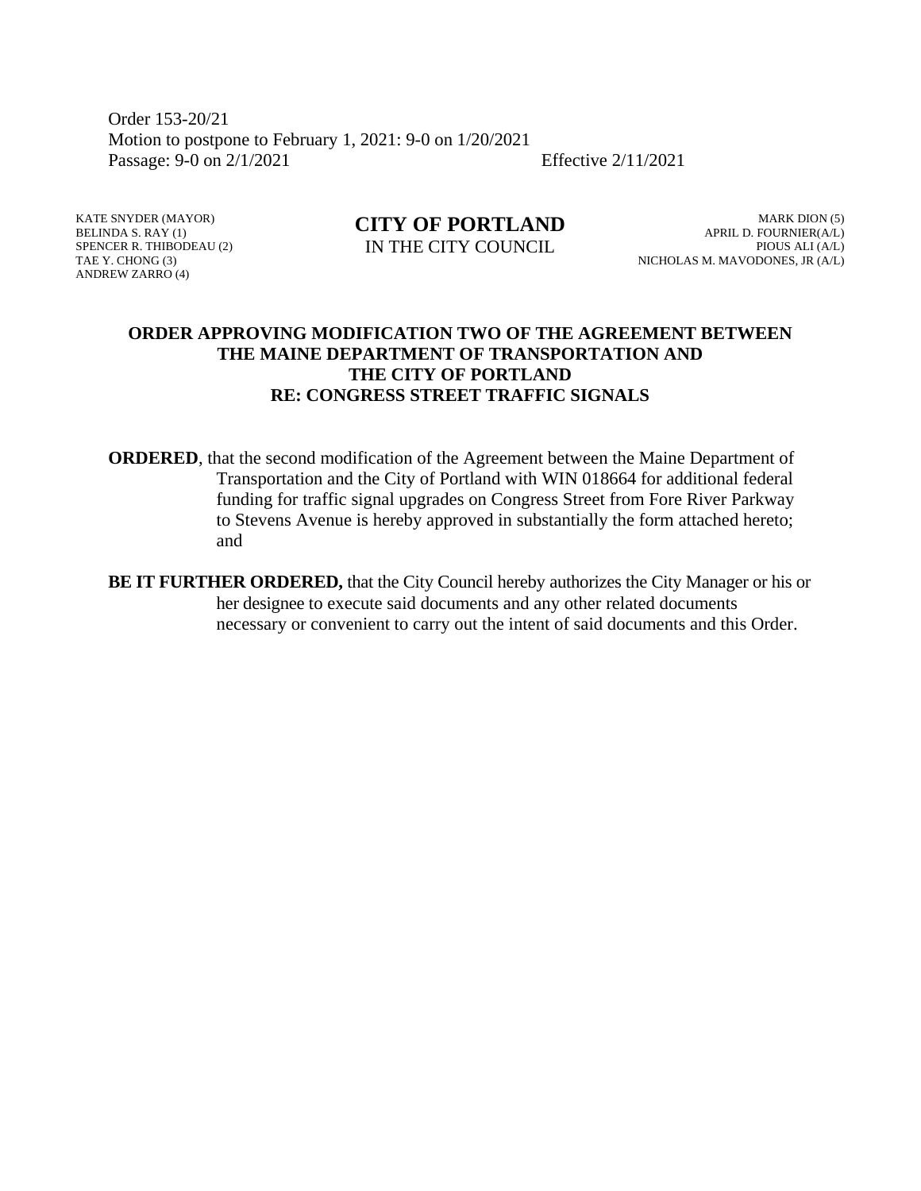Order 153-20/21
Motion to postpone to February 1, 2021: 9-0 on 1/20/2021
Passage: 9-0 on 2/1/2021 Effective 2/11/2021

KATE SNYDER (MAYOR)
BELINDA S. RAY (1)
SPENCER R. THIBODEAU (2)
TAE Y. CHONG (3)
ANDREW ZARRO (4)

**CITY OF PORTLAND**
IN THE CITY COUNCIL

MARK DION (5)
APRIL D. FOURNIER(A/L)
PIOUS ALI (A/L)
NICHOLAS M. MAVODONES, JR (A/L)

**ORDER APPROVING MODIFICATION TWO OF THE AGREEMENT BETWEEN THE MAINE DEPARTMENT OF TRANSPORTATION AND THE CITY OF PORTLAND RE: CONGRESS STREET TRAFFIC SIGNALS**

**ORDERED**, that the second modification of the Agreement between the Maine Department of Transportation and the City of Portland with WIN 018664 for additional federal funding for traffic signal upgrades on Congress Street from Fore River Parkway to Stevens Avenue is hereby approved in substantially the form attached hereto; and

**BE IT FURTHER ORDERED,** that the City Council hereby authorizes the City Manager or his or her designee to execute said documents and any other related documents necessary or convenient to carry out the intent of said documents and this Order.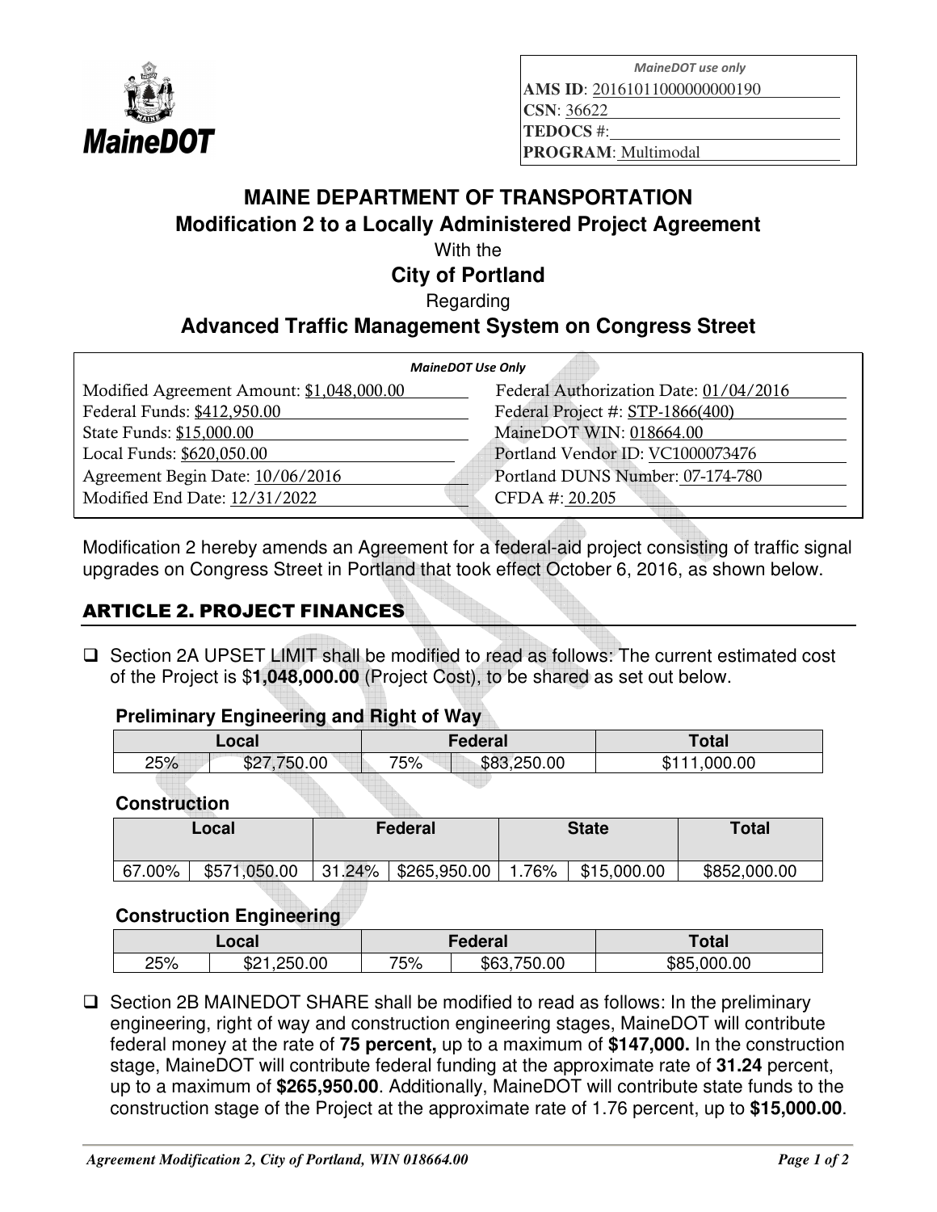| *MaineDOT use only* |
|---|
| **AMS ID**: 20161011000000000190 |
| **CSN**: 36622 |
| **TEDOCS** #: |
| **PROGRAM**: Multimodal |

# MAINE DEPARTMENT OF TRANSPORTATION

## Modification 2 to a Locally Administered Project Agreement

With the

## City of Portland

Regarding

## Advanced Traffic Management System on Congress Street

| *MaineDOT Use Only* | |
|---|---|
| Modified Agreement Amount: $1,048,000.00 | Federal Authorization Date: 01/04/2016 |
| Federal Funds: $412,950.00 | Federal Project #: STP-1866(400) |
| State Funds: $15,000.00 | MaineDOT WIN: 018664.00 |
| Local Funds: $620,050.00 | Portland Vendor ID: VC1000073476 |
| Agreement Begin Date: 10/06/2016 | Portland DUNS Number: 07-174-780 |
| Modified End Date: 12/31/2022 | CFDA #: 20.205 |

Modification 2 hereby amends an Agreement for a federal-aid project consisting of traffic signal upgrades on Congress Street in Portland that took effect October 6, 2016, as shown below.

## ARTICLE 2. PROJECT FINANCES

- ☐ Section 2A UPSET LIMIT shall be modified to read as follows: The current estimated cost of the Project is $**1,048,000.00** (Project Cost), to be shared as set out below.

### Preliminary Engineering and Right of Way

| Local | | Federal | | Total |
|---|---|---|---|---|
| 25% | $27,750.00 | 75% | $83,250.00 | $111,000.00 |

### Construction

| Local | | Federal | | State | | Total |
|---|---|---|---|---|---|---|
| 67.00% | $571,050.00 | 31.24% | $265,950.00 | 1.76% | $15,000.00 | $852,000.00 |

### Construction Engineering

| Local | | Federal | | Total |
|---|---|---|---|---|
| 25% | $21,250.00 | 75% | $63,750.00 | $85,000.00 |

- ☐ Section 2B MAINEDOT SHARE shall be modified to read as follows: In the preliminary engineering, right of way and construction engineering stages, MaineDOT will contribute federal money at the rate of **75 percent,** up to a maximum of **$147,000.** In the construction stage, MaineDOT will contribute federal funding at the approximate rate of **31.24** percent, up to a maximum of **$265,950.00**. Additionally, MaineDOT will contribute state funds to the construction stage of the Project at the approximate rate of 1.76 percent, up to **$15,000.00**.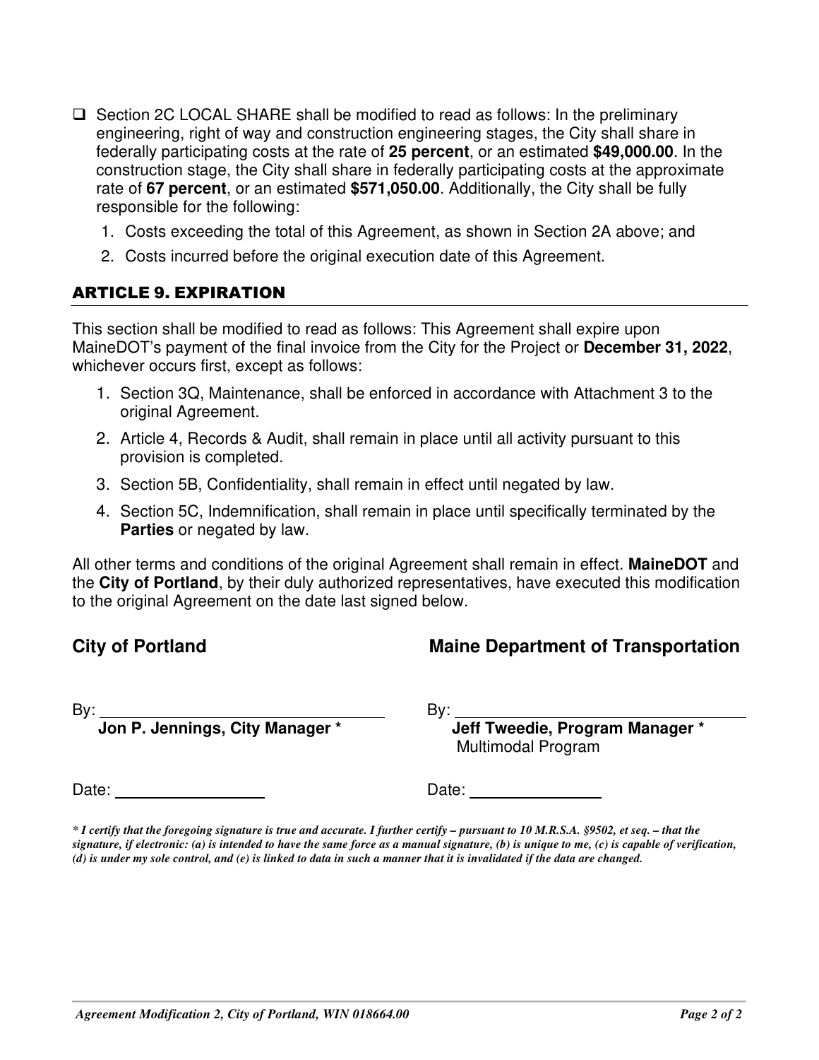- ❑ Section 2C LOCAL SHARE shall be modified to read as follows: In the preliminary engineering, right of way and construction engineering stages, the City shall share in federally participating costs at the rate of **25 percent**, or an estimated **$49,000.00**. In the construction stage, the City shall share in federally participating costs at the approximate rate of **67 percent**, or an estimated **$571,050.00**. Additionally, the City shall be fully responsible for the following:
  1. Costs exceeding the total of this Agreement, as shown in Section 2A above; and
  2. Costs incurred before the original execution date of this Agreement.

## ARTICLE 9. EXPIRATION

This section shall be modified to read as follows: This Agreement shall expire upon MaineDOT's payment of the final invoice from the City for the Project or **December 31, 2022**, whichever occurs first, except as follows:

1. Section 3Q, Maintenance, shall be enforced in accordance with Attachment 3 to the original Agreement.
2. Article 4, Records & Audit, shall remain in place until all activity pursuant to this provision is completed.
3. Section 5B, Confidentiality, shall remain in effect until negated by law.
4. Section 5C, Indemnification, shall remain in place until specifically terminated by the **Parties** or negated by law.

All other terms and conditions of the original Agreement shall remain in effect. **MaineDOT** and the **City of Portland**, by their duly authorized representatives, have executed this modification to the original Agreement on the date last signed below.

**City of Portland**

By: ______________________________
**Jon P. Jennings, City Manager ***

Date: ________________

**Maine Department of Transportation**

By: ______________________________
**Jeff Tweedie, Program Manager ***
Multimodal Program

Date: ________________

***** ***I certify that the foregoing signature is true and accurate. I further certify – pursuant to 10 M.R.S.A. §9502, et seq. – that the signature, if electronic: (a) is intended to have the same force as a manual signature, (b) is unique to me, (c) is capable of verification, (d) is under my sole control, and (e) is linked to data in such a manner that it is invalidated if the data are changed.***